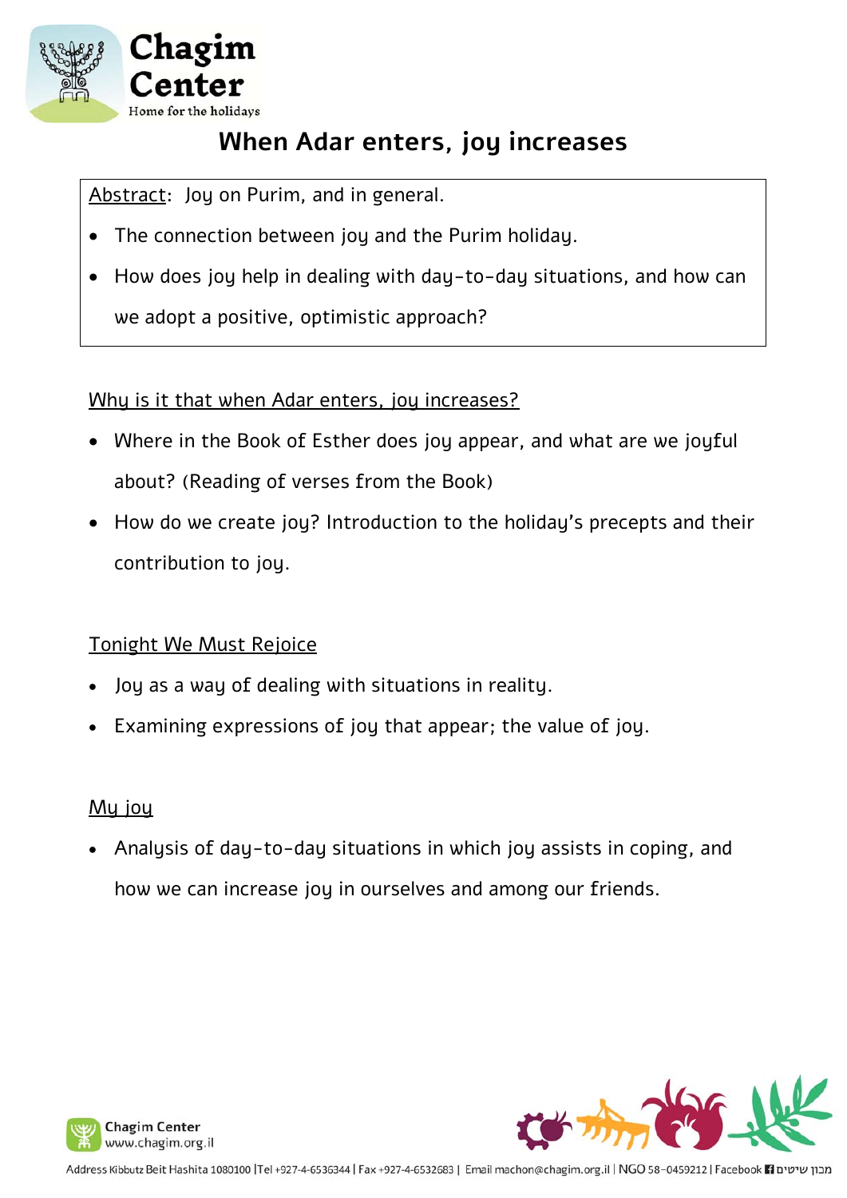# When Adar enters, joy increases

Abstract: Joy on Purim, and in general.

- The connection between joy and the Purim holiday.
- How does joy help in dealing with day-to-day situations, and how can we adopt a positive, optimistic approach?

## Why is it that when Adar enters, joy increases?

- Where in the Book of Esther does joy appear, and what are we joyful about? (Reading of verses from the Book)
- How do we create joy? Introduction to the holiday's precepts and their contribution to joy.

## Tonight We Must Rejoice

- Joy as a way of dealing with situations in reality.
- Examining expressions of joy that appear; the value of joy.

## My joy

- Analysis of day-to-day situations in which joy assists in coping, and how we can increase joy in ourselves and among our friends.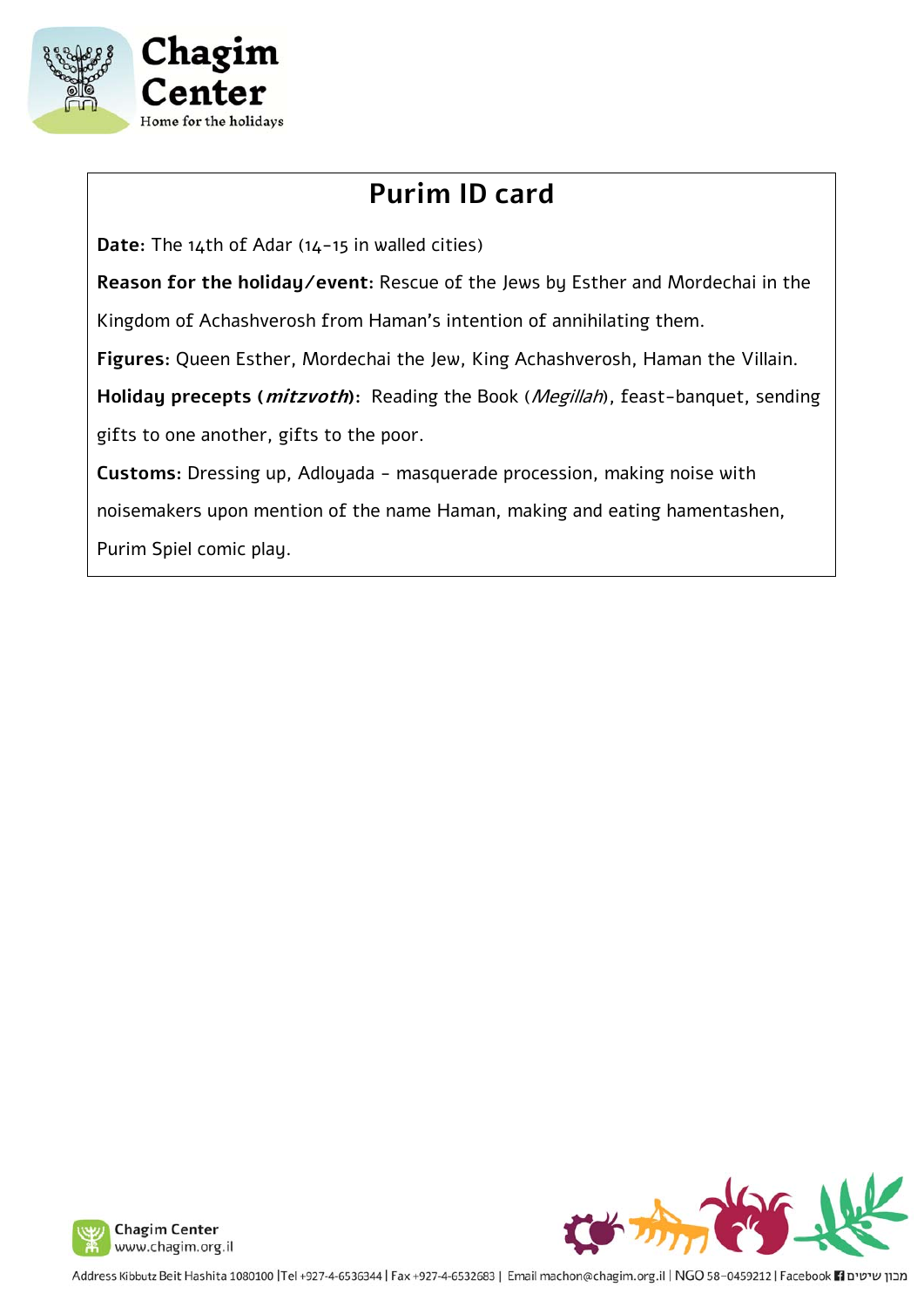# Purim ID card

**Date:** The 14th of Adar (14-15 in walled cities)

**Reason for the holiday/event:** Rescue of the Jews by Esther and Mordechai in the Kingdom of Achashverosh from Haman's intention of annihilating them.

**Figures:** Queen Esther, Mordechai the Jew, King Achashverosh, Haman the Villain.

**Holiday precepts (*mitzvoth*):** Reading the Book (*Megillah*), feast-banquet, sending gifts to one another, gifts to the poor.

**Customs:** Dressing up, Adloyada - masquerade procession, making noise with noisemakers upon mention of the name Haman, making and eating hamentashen, Purim Spiel comic play.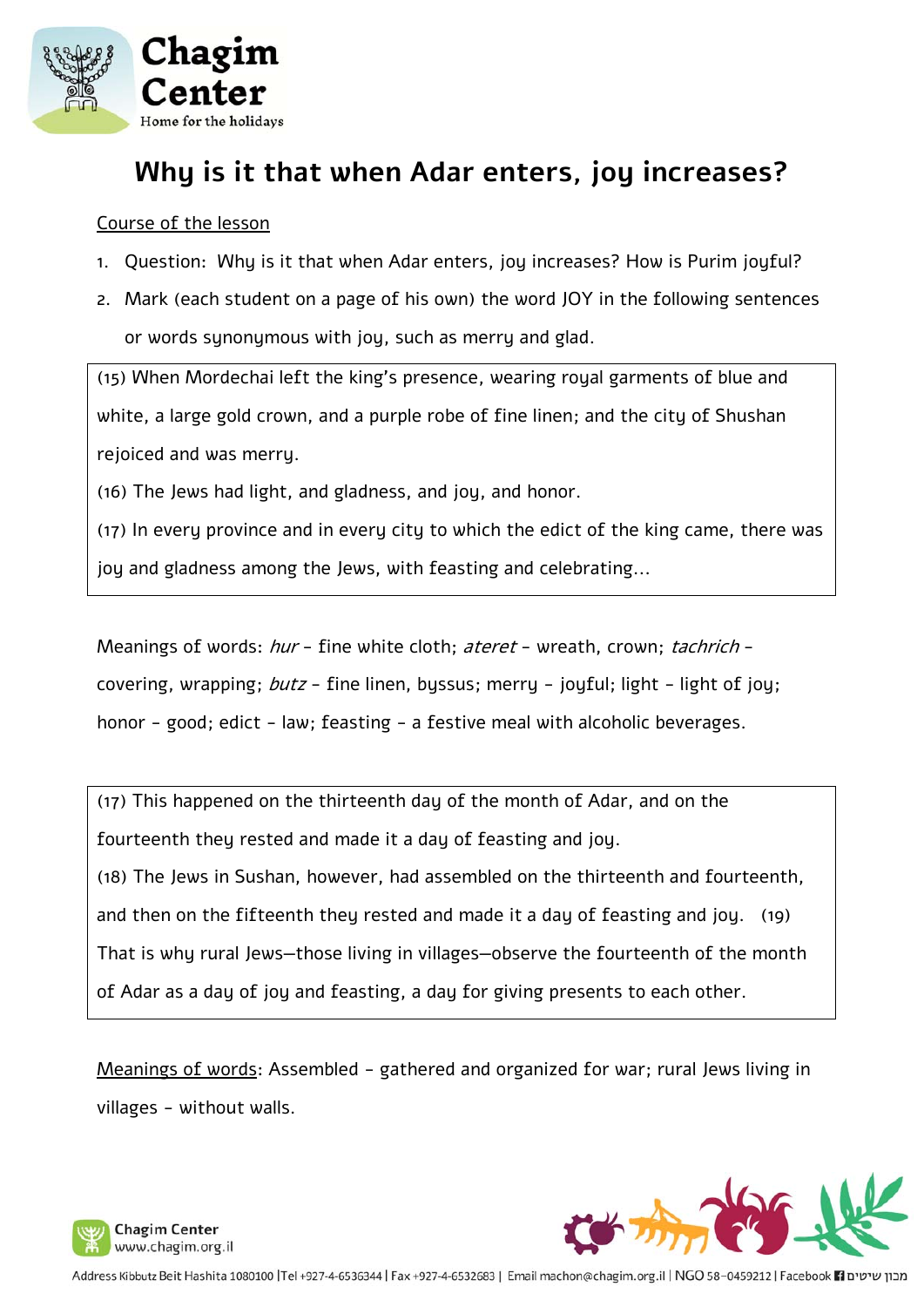# Why is it that when Adar enters, joy increases?

<u>Course of the lesson</u>

1. Question: Why is it that when Adar enters, joy increases? How is Purim joyful?
2. Mark (each student on a page of his own) the word JOY in the following sentences or words synonymous with joy, such as merry and glad.

> (15) When Mordechai left the king's presence, wearing royal garments of blue and white, a large gold crown, and a purple robe of fine linen; and the city of Shushan rejoiced and was merry.
>
> (16) The Jews had light, and gladness, and joy, and honor.
>
> (17) In every province and in every city to which the edict of the king came, there was joy and gladness among the Jews, with feasting and celebrating…

Meanings of words: *hur* – fine white cloth; *ateret* – wreath, crown; *tachrich* – covering, wrapping; *butz* – fine linen, byssus; merry – joyful; light – light of joy; honor – good; edict – law; feasting – a festive meal with alcoholic beverages.

> (17) This happened on the thirteenth day of the month of Adar, and on the fourteenth they rested and made it a day of feasting and joy.
>
> (18) The Jews in Sushan, however, had assembled on the thirteenth and fourteenth, and then on the fifteenth they rested and made it a day of feasting and joy. (19) That is why rural Jews—those living in villages—observe the fourteenth of the month of Adar as a day of joy and feasting, a day for giving presents to each other.

<u>Meanings of words</u>: Assembled – gathered and organized for war; rural Jews living in villages – without walls.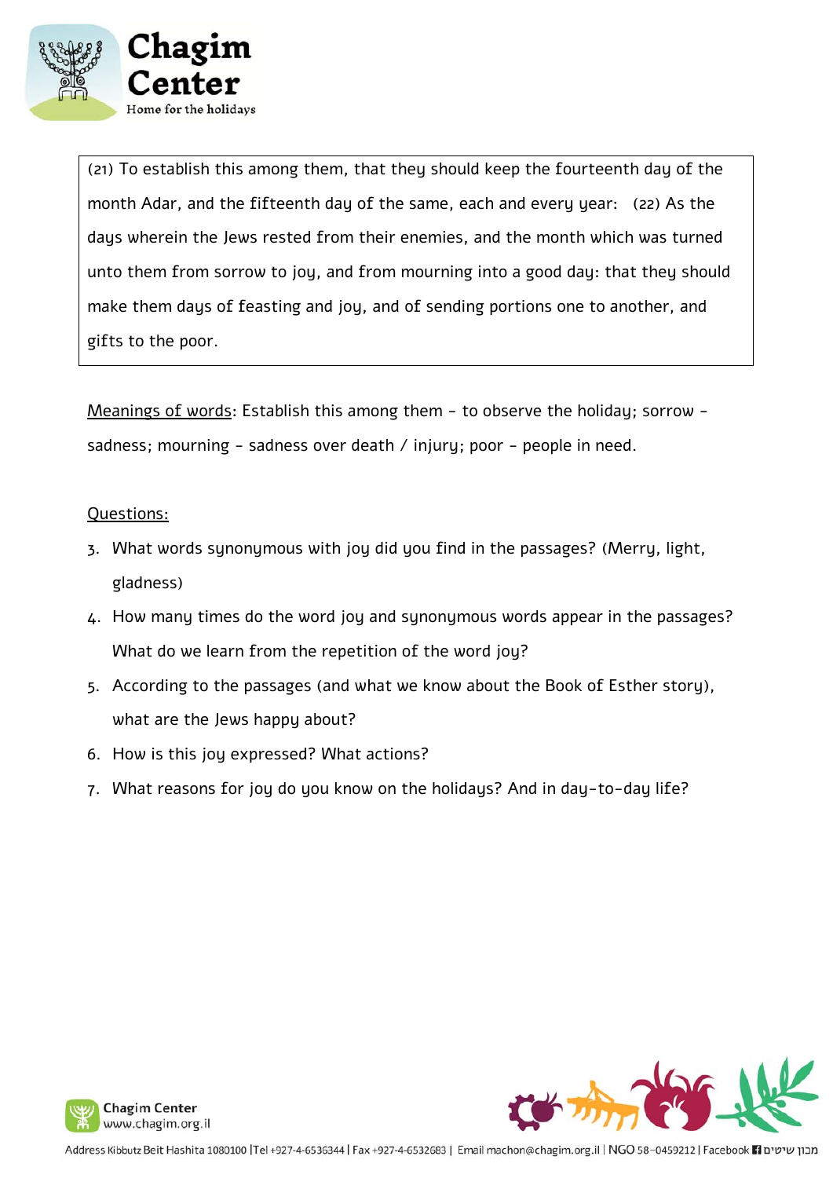(21) To establish this among them, that they should keep the fourteenth day of the month Adar, and the fifteenth day of the same, each and every year: (22) As the days wherein the Jews rested from their enemies, and the month which was turned unto them from sorrow to joy, and from mourning into a good day: that they should make them days of feasting and joy, and of sending portions one to another, and gifts to the poor.

Meanings of words: Establish this among them – to observe the holiday; sorrow – sadness; mourning – sadness over death / injury; poor – people in need.

Questions:

3. What words synonymous with joy did you find in the passages? (Merry, light, gladness)
4. How many times do the word joy and synonymous words appear in the passages? What do we learn from the repetition of the word joy?
5. According to the passages (and what we know about the Book of Esther story), what are the Jews happy about?
6. How is this joy expressed? What actions?
7. What reasons for joy do you know on the holidays? And in day-to-day life?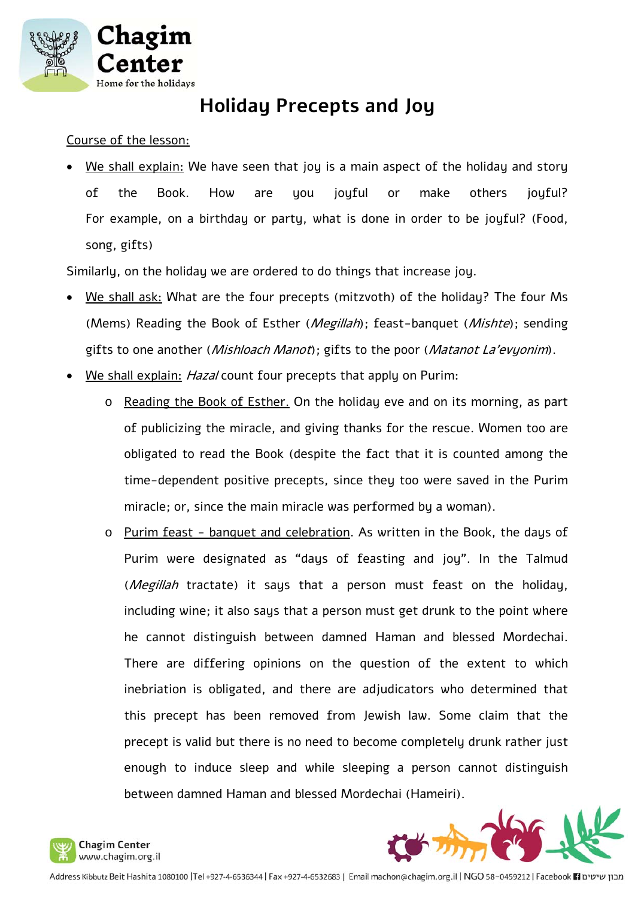# Holiday Precepts and Joy

<u>Course of the lesson:</u>

- <u>We shall explain:</u> We have seen that joy is a main aspect of the holiday and story of the Book. How are you joyful or make others joyful? For example, on a birthday or party, what is done in order to be joyful? (Food, song, gifts)

Similarly, on the holiday we are ordered to do things that increase joy.

- <u>We shall ask:</u> What are the four precepts (mitzvoth) of the holiday? The four Ms (Mems) Reading the Book of Esther (*Megillah*); feast-banquet (*Mishte*); sending gifts to one another (*Mishloach Manot*); gifts to the poor (*Matanot La'evyonim*).
- <u>We shall explain:</u> *Hazal* count four precepts that apply on Purim:
    - <u>Reading the Book of Esther.</u> On the holiday eve and on its morning, as part of publicizing the miracle, and giving thanks for the rescue. Women too are obligated to read the Book (despite the fact that it is counted among the time-dependent positive precepts, since they too were saved in the Purim miracle; or, since the main miracle was performed by a woman).
    - <u>Purim feast - banquet and celebration</u>. As written in the Book, the days of Purim were designated as "days of feasting and joy". In the Talmud (*Megillah* tractate) it says that a person must feast on the holiday, including wine; it also says that a person must get drunk to the point where he cannot distinguish between damned Haman and blessed Mordechai. There are differing opinions on the question of the extent to which inebriation is obligated, and there are adjudicators who determined that this precept has been removed from Jewish law. Some claim that the precept is valid but there is no need to become completely drunk rather just enough to induce sleep and while sleeping a person cannot distinguish between damned Haman and blessed Mordechai (Hameiri).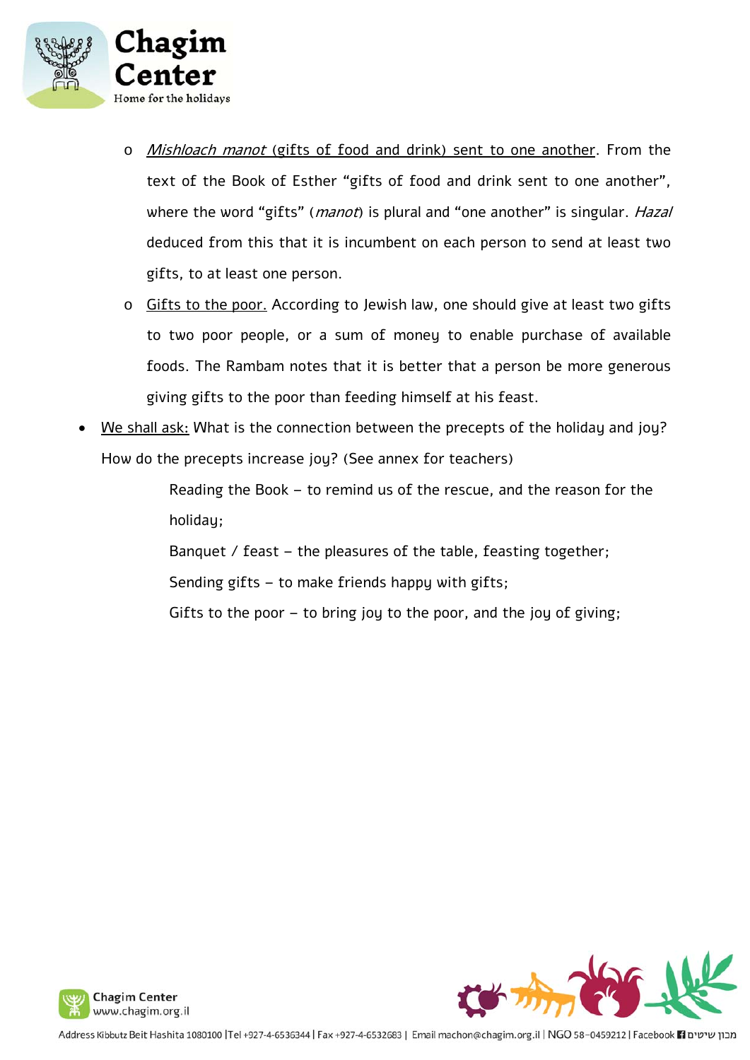- *Mishloach manot* (gifts of food and drink) sent to one another. From the text of the Book of Esther "gifts of food and drink sent to one another", where the word "gifts" (*manot*) is plural and "one another" is singular. *Hazal* deduced from this that it is incumbent on each person to send at least two gifts, to at least one person.
- Gifts to the poor. According to Jewish law, one should give at least two gifts to two poor people, or a sum of money to enable purchase of available foods. The Rambam notes that it is better that a person be more generous giving gifts to the poor than feeding himself at his feast.

- We shall ask: What is the connection between the precepts of the holiday and joy? How do the precepts increase joy? (See annex for teachers)

  Reading the Book – to remind us of the rescue, and the reason for the holiday;

  Banquet / feast – the pleasures of the table, feasting together;

  Sending gifts – to make friends happy with gifts;

  Gifts to the poor – to bring joy to the poor, and the joy of giving;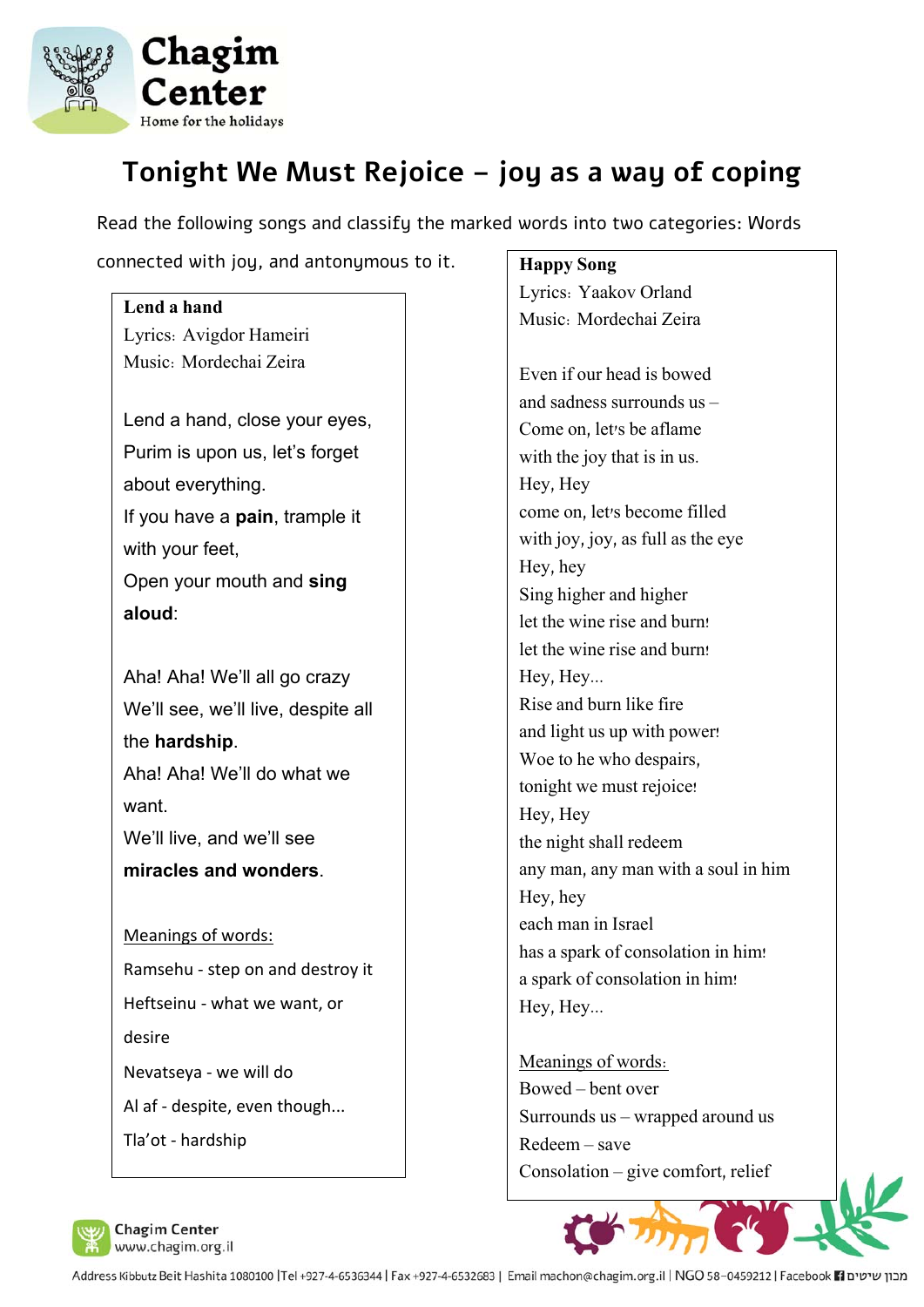# Tonight We Must Rejoice – joy as a way of coping

Read the following songs and classify the marked words into two categories: Words connected with joy, and antonymous to it.

**Lend a hand**
Lyrics: Avigdor Hameiri
Music: Mordechai Zeira

Lend a hand, close your eyes,
Purim is upon us, let's forget
about everything.
If you have a **pain**, trample it
with your feet,
Open your mouth and **sing**
**aloud**:

Aha! Aha! We'll all go crazy
We'll see, we'll live, despite all
the **hardship**.
Aha! Aha! We'll do what we
want.
We'll live, and we'll see
**miracles and wonders**.

Meanings of words:
Ramsehu - step on and destroy it
Heftseinu - what we want, or
desire
Nevatseya - we will do
Al af - despite, even though...
Tla'ot - hardship

**Happy Song**
Lyrics: Yaakov Orland
Music: Mordechai Zeira

Even if our head is bowed
and sadness surrounds us –
Come on, let's be aflame
with the joy that is in us.
Hey, Hey
come on, let's become filled
with joy, joy, as full as the eye
Hey, hey
Sing higher and higher
let the wine rise and burn!
let the wine rise and burn!
Hey, Hey...
Rise and burn like fire
and light us up with power!
Woe to he who despairs,
tonight we must rejoice!
Hey, Hey
the night shall redeem
any man, any man with a soul in him
Hey, hey
each man in Israel
has a spark of consolation in him!
a spark of consolation in him!
Hey, Hey...

Meanings of words:
Bowed – bent over
Surrounds us – wrapped around us
Redeem – save
Consolation – give comfort, relief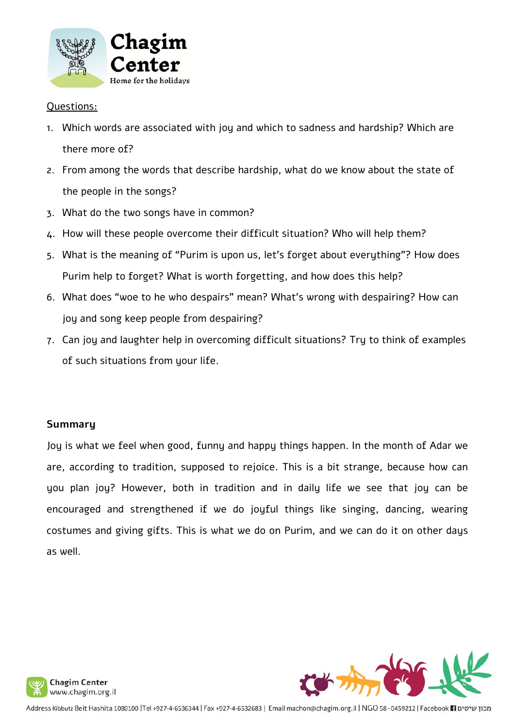Questions:

1. Which words are associated with joy and which to sadness and hardship? Which are there more of?
2. From among the words that describe hardship, what do we know about the state of the people in the songs?
3. What do the two songs have in common?
4. How will these people overcome their difficult situation? Who will help them?
5. What is the meaning of "Purim is upon us, let's forget about everything"? How does Purim help to forget? What is worth forgetting, and how does this help?
6. What does "woe to he who despairs" mean? What's wrong with despairing? How can joy and song keep people from despairing?
7. Can joy and laughter help in overcoming difficult situations? Try to think of examples of such situations from your life.

**Summary**

Joy is what we feel when good, funny and happy things happen. In the month of Adar we are, according to tradition, supposed to rejoice. This is a bit strange, because how can you plan joy? However, both in tradition and in daily life we see that joy can be encouraged and strengthened if we do joyful things like singing, dancing, wearing costumes and giving gifts. This is what we do on Purim, and we can do it on other days as well.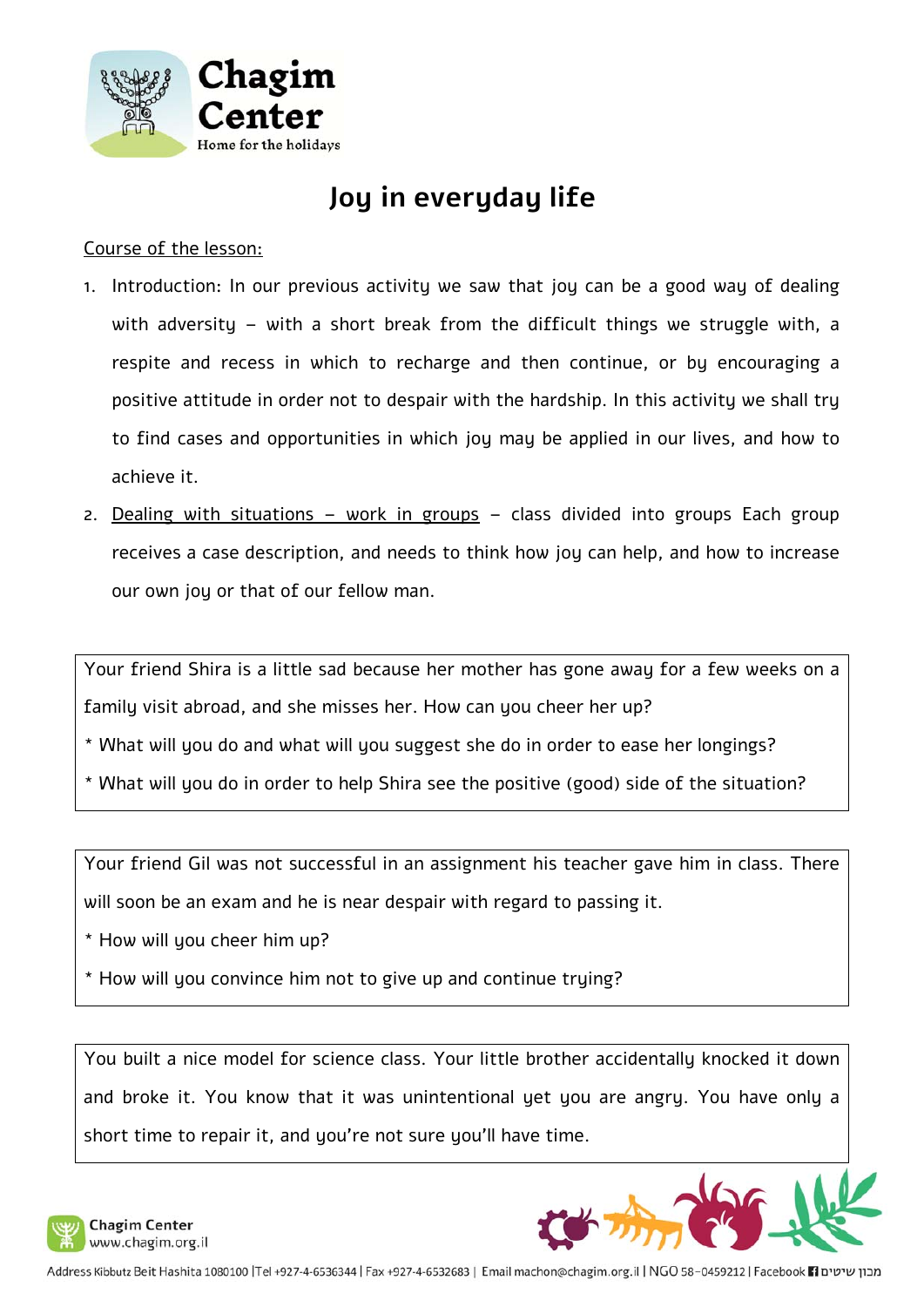# Joy in everyday life

Course of the lesson:

1. Introduction: In our previous activity we saw that joy can be a good way of dealing with adversity – with a short break from the difficult things we struggle with, a respite and recess in which to recharge and then continue, or by encouraging a positive attitude in order not to despair with the hardship. In this activity we shall try to find cases and opportunities in which joy may be applied in our lives, and how to achieve it.
2. Dealing with situations – work in groups – class divided into groups Each group receives a case description, and needs to think how joy can help, and how to increase our own joy or that of our fellow man.

---

Your friend Shira is a little sad because her mother has gone away for a few weeks on a family visit abroad, and she misses her. How can you cheer her up?

* What will you do and what will you suggest she do in order to ease her longings?
* What will you do in order to help Shira see the positive (good) side of the situation?

---

Your friend Gil was not successful in an assignment his teacher gave him in class. There will soon be an exam and he is near despair with regard to passing it.

* How will you cheer him up?
* How will you convince him not to give up and continue trying?

---

You built a nice model for science class. Your little brother accidentally knocked it down and broke it. You know that it was unintentional yet you are angry. You have only a short time to repair it, and you're not sure you'll have time.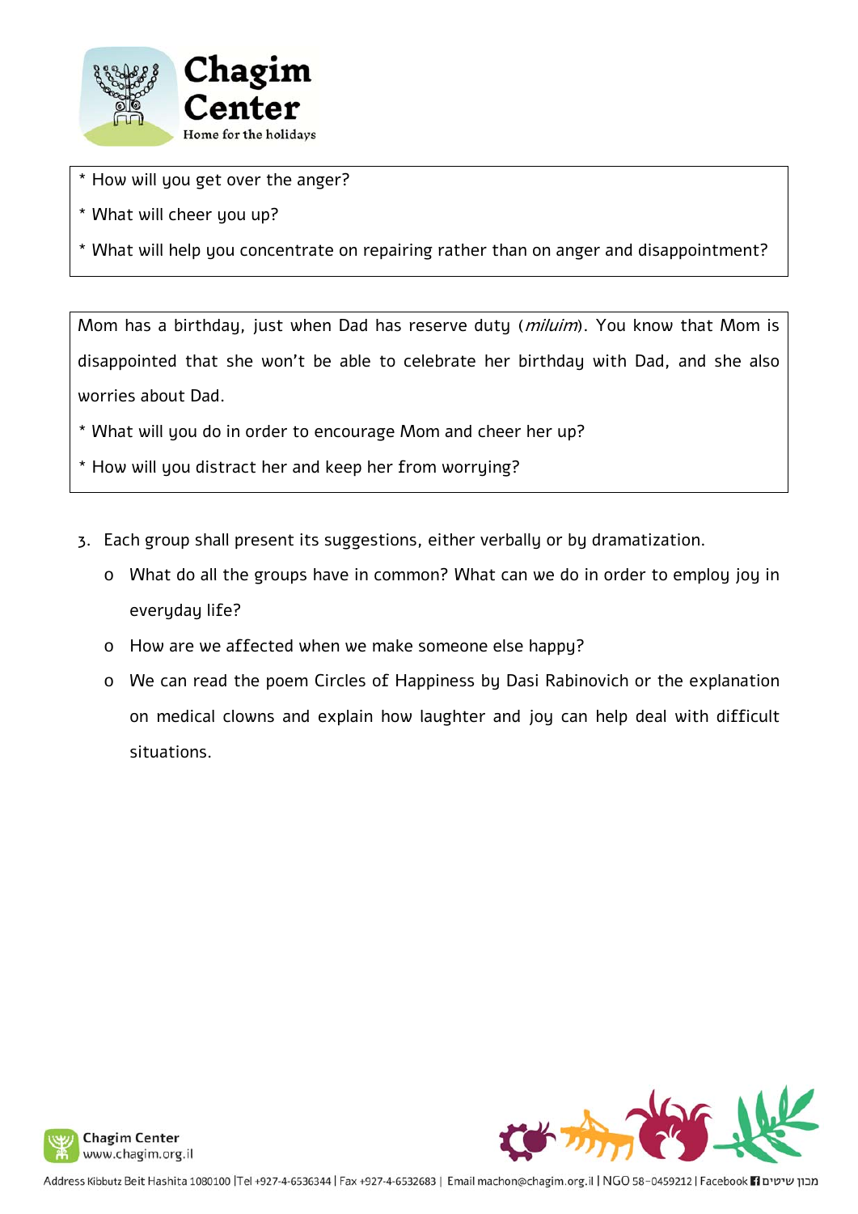* How will you get over the anger?
* What will cheer you up?
* What will help you concentrate on repairing rather than on anger and disappointment?

Mom has a birthday, just when Dad has reserve duty (*miluim*). You know that Mom is disappointed that she won't be able to celebrate her birthday with Dad, and she also worries about Dad.

* What will you do in order to encourage Mom and cheer her up?
* How will you distract her and keep her from worrying?

3. Each group shall present its suggestions, either verbally or by dramatization.
   - What do all the groups have in common? What can we do in order to employ joy in everyday life?
   - How are we affected when we make someone else happy?
   - We can read the poem Circles of Happiness by Dasi Rabinovich or the explanation on medical clowns and explain how laughter and joy can help deal with difficult situations.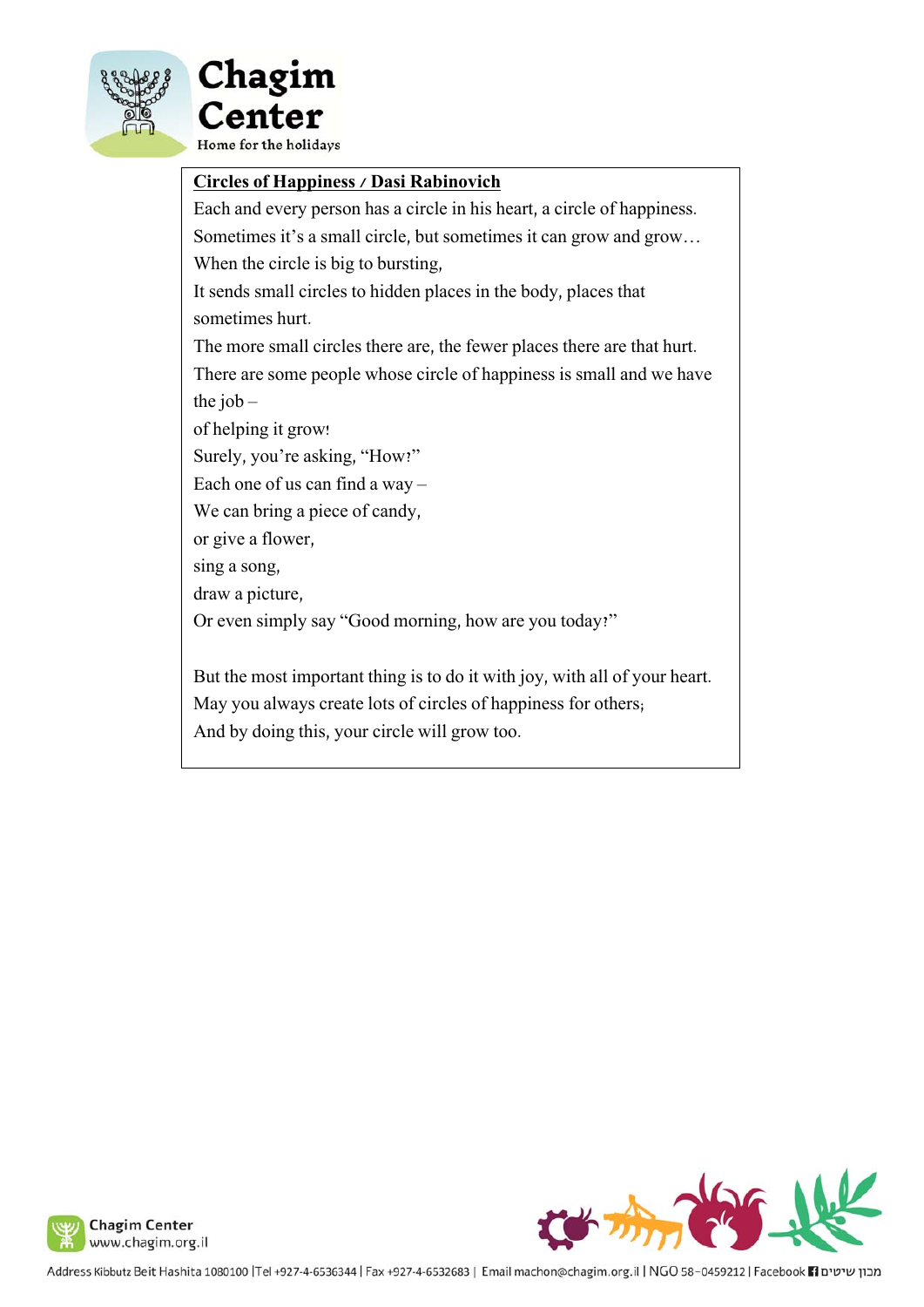**Circles of Happiness / Dasi Rabinovich**

Each and every person has a circle in his heart, a circle of happiness.
Sometimes it's a small circle, but sometimes it can grow and grow…
When the circle is big to bursting,
It sends small circles to hidden places in the body, places that sometimes hurt.
The more small circles there are, the fewer places there are that hurt.
There are some people whose circle of happiness is small and we have the job –
of helping it grow!
Surely, you're asking, "How?"
Each one of us can find a way –
We can bring a piece of candy,
or give a flower,
sing a song,
draw a picture,
Or even simply say "Good morning, how are you today?"

But the most important thing is to do it with joy, with all of your heart.
May you always create lots of circles of happiness for others;
And by doing this, your circle will grow too.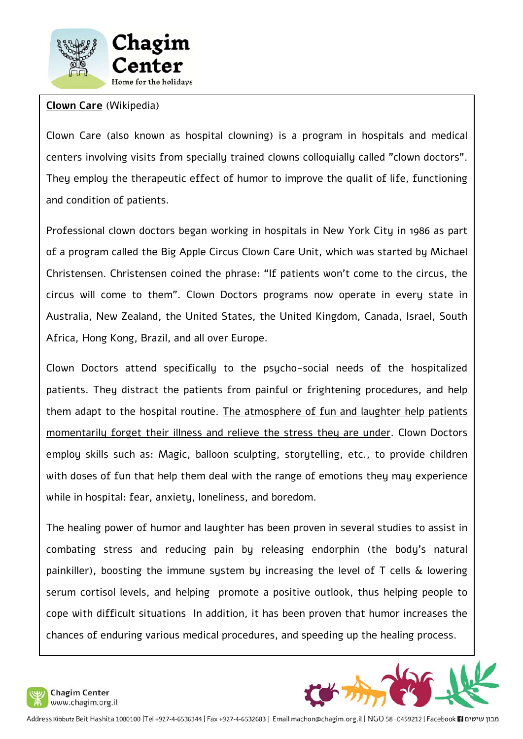**<u>Clown Care</u>** (Wikipedia)

Clown Care (also known as hospital clowning) is a program in hospitals and medical centers involving visits from specially trained clowns colloquially called "clown doctors". They employ the therapeutic effect of humor to improve the qualit of life, functioning and condition of patients.

Professional clown doctors began working in hospitals in New York City in 1986 as part of a program called the Big Apple Circus Clown Care Unit, which was started by Michael Christensen. Christensen coined the phrase: "If patients won't come to the circus, the circus will come to them". Clown Doctors programs now operate in every state in Australia, New Zealand, the United States, the United Kingdom, Canada, Israel, South Africa, Hong Kong, Brazil, and all over Europe.

Clown Doctors attend specifically to the psycho-social needs of the hospitalized patients. They distract the patients from painful or frightening procedures, and help them adapt to the hospital routine. <u>The atmosphere of fun and laughter help patients momentarily forget their illness and relieve the stress they are under</u>. Clown Doctors employ skills such as: Magic, balloon sculpting, storytelling, etc., to provide children with doses of fun that help them deal with the range of emotions they may experience while in hospital: fear, anxiety, loneliness, and boredom.

The healing power of humor and laughter has been proven in several studies to assist in combating stress and reducing pain by releasing endorphin (the body's natural painkiller), boosting the immune system by increasing the level of T cells & lowering serum cortisol levels, and helping promote a positive outlook, thus helping people to cope with difficult situations In addition, it has been proven that humor increases the chances of enduring various medical procedures, and speeding up the healing process.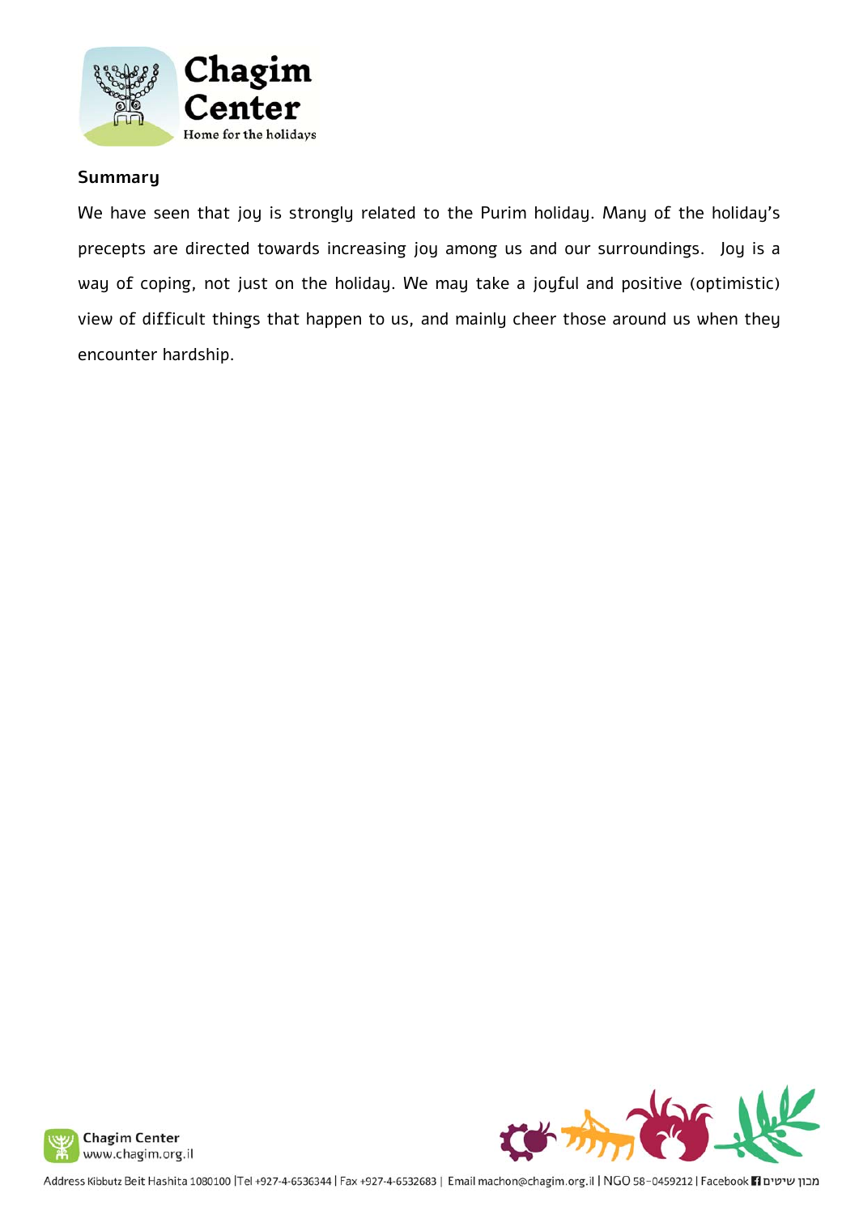## Summary

We have seen that joy is strongly related to the Purim holiday. Many of the holiday's precepts are directed towards increasing joy among us and our surroundings. Joy is a way of coping, not just on the holiday. We may take a joyful and positive (optimistic) view of difficult things that happen to us, and mainly cheer those around us when they encounter hardship.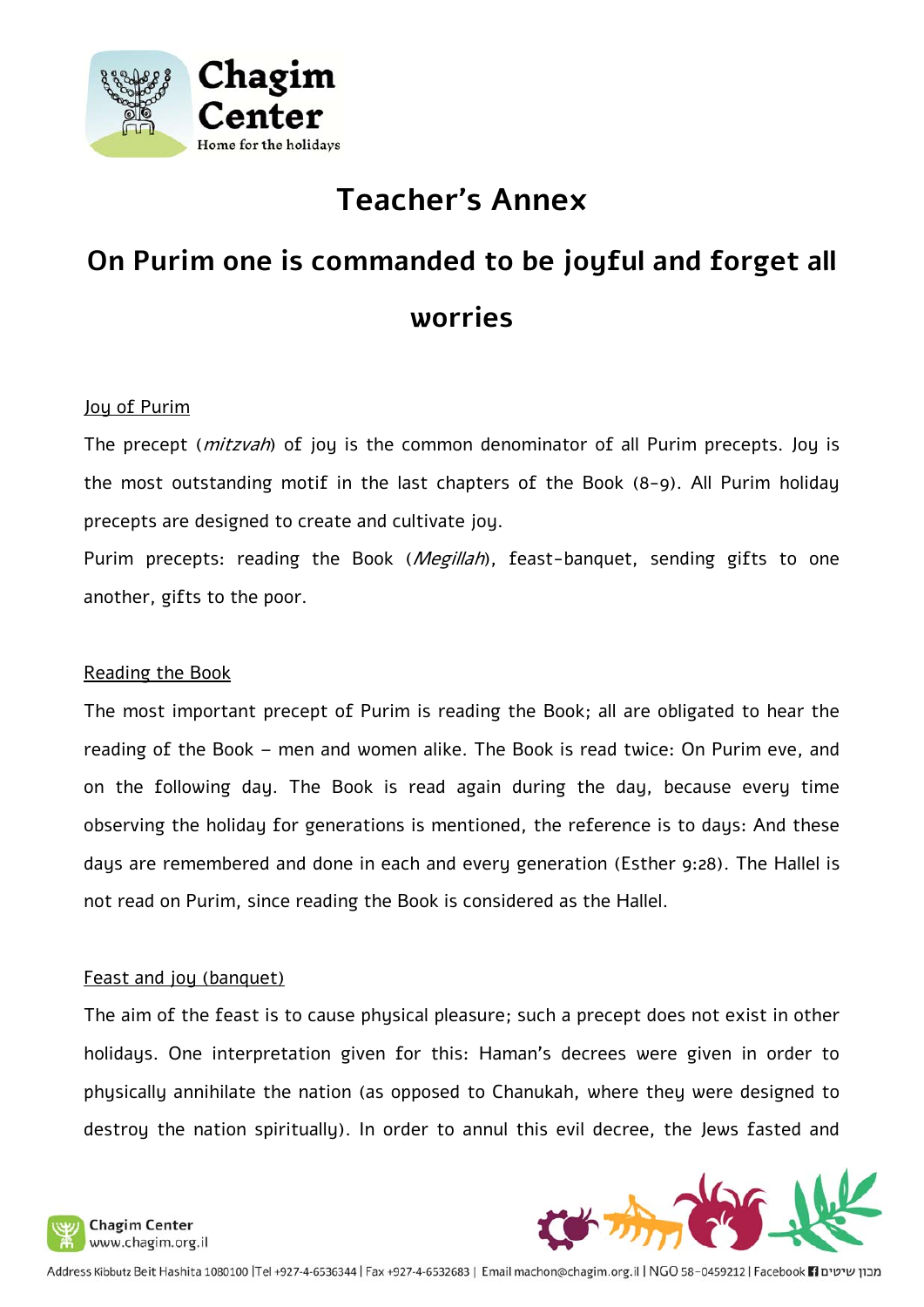# Teacher's Annex

## On Purim one is commanded to be joyful and forget all worries

Joy of Purim

The precept (*mitzvah*) of joy is the common denominator of all Purim precepts. Joy is the most outstanding motif in the last chapters of the Book (8-9). All Purim holiday precepts are designed to create and cultivate joy.

Purim precepts: reading the Book (*Megillah*), feast-banquet, sending gifts to one another, gifts to the poor.

Reading the Book

The most important precept of Purim is reading the Book; all are obligated to hear the reading of the Book – men and women alike. The Book is read twice: On Purim eve, and on the following day. The Book is read again during the day, because every time observing the holiday for generations is mentioned, the reference is to days: And these days are remembered and done in each and every generation (Esther 9:28). The Hallel is not read on Purim, since reading the Book is considered as the Hallel.

Feast and joy (banquet)

The aim of the feast is to cause physical pleasure; such a precept does not exist in other holidays. One interpretation given for this: Haman's decrees were given in order to physically annihilate the nation (as opposed to Chanukah, where they were designed to destroy the nation spiritually). In order to annul this evil decree, the Jews fasted and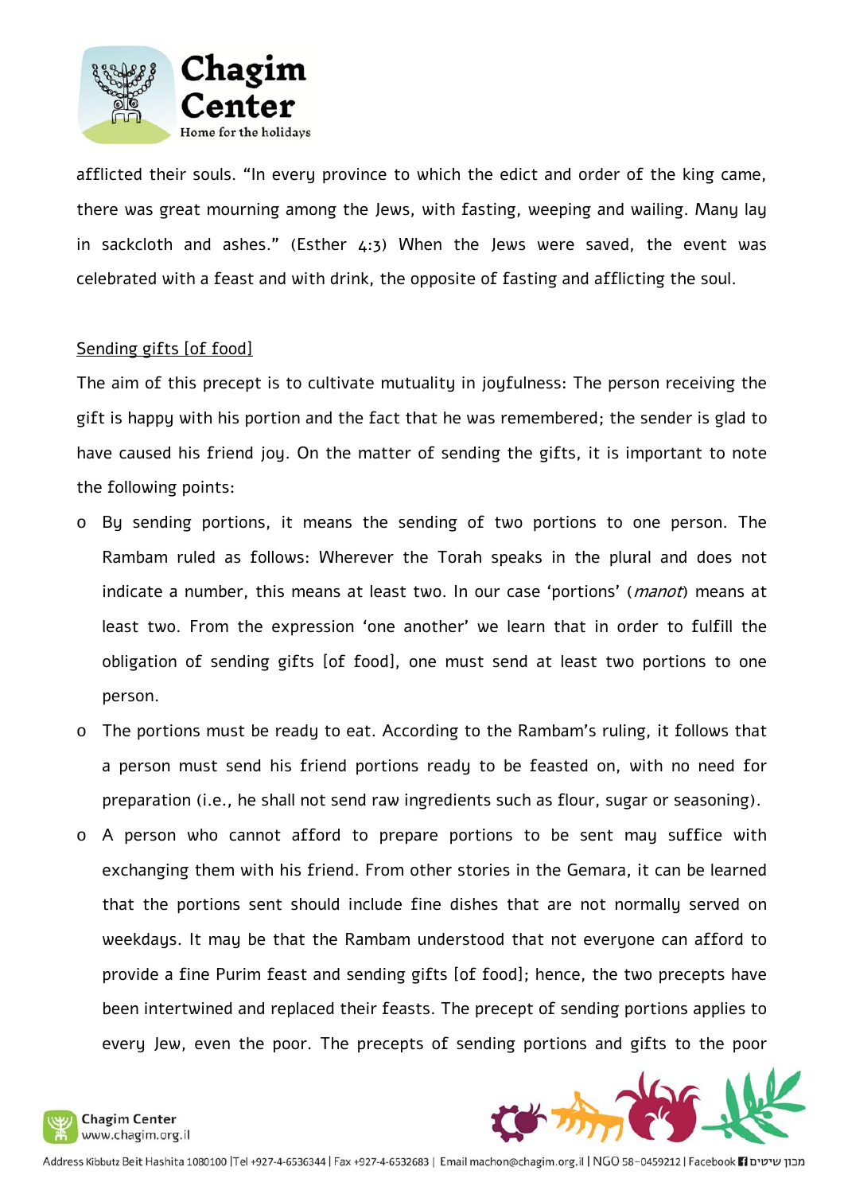afflicted their souls. "In every province to which the edict and order of the king came, there was great mourning among the Jews, with fasting, weeping and wailing. Many lay in sackcloth and ashes." (Esther 4:3) When the Jews were saved, the event was celebrated with a feast and with drink, the opposite of fasting and afflicting the soul.

<u>Sending gifts [of food]</u>

The aim of this precept is to cultivate mutuality in joyfulness: The person receiving the gift is happy with his portion and the fact that he was remembered; the sender is glad to have caused his friend joy. On the matter of sending the gifts, it is important to note the following points:

- By sending portions, it means the sending of two portions to one person. The Rambam ruled as follows: Wherever the Torah speaks in the plural and does not indicate a number, this means at least two. In our case 'portions' (*manot*) means at least two. From the expression 'one another' we learn that in order to fulfill the obligation of sending gifts [of food], one must send at least two portions to one person.
- The portions must be ready to eat. According to the Rambam's ruling, it follows that a person must send his friend portions ready to be feasted on, with no need for preparation (i.e., he shall not send raw ingredients such as flour, sugar or seasoning).
- A person who cannot afford to prepare portions to be sent may suffice with exchanging them with his friend. From other stories in the Gemara, it can be learned that the portions sent should include fine dishes that are not normally served on weekdays. It may be that the Rambam understood that not everyone can afford to provide a fine Purim feast and sending gifts [of food]; hence, the two precepts have been intertwined and replaced their feasts. The precept of sending portions applies to every Jew, even the poor. The precepts of sending portions and gifts to the poor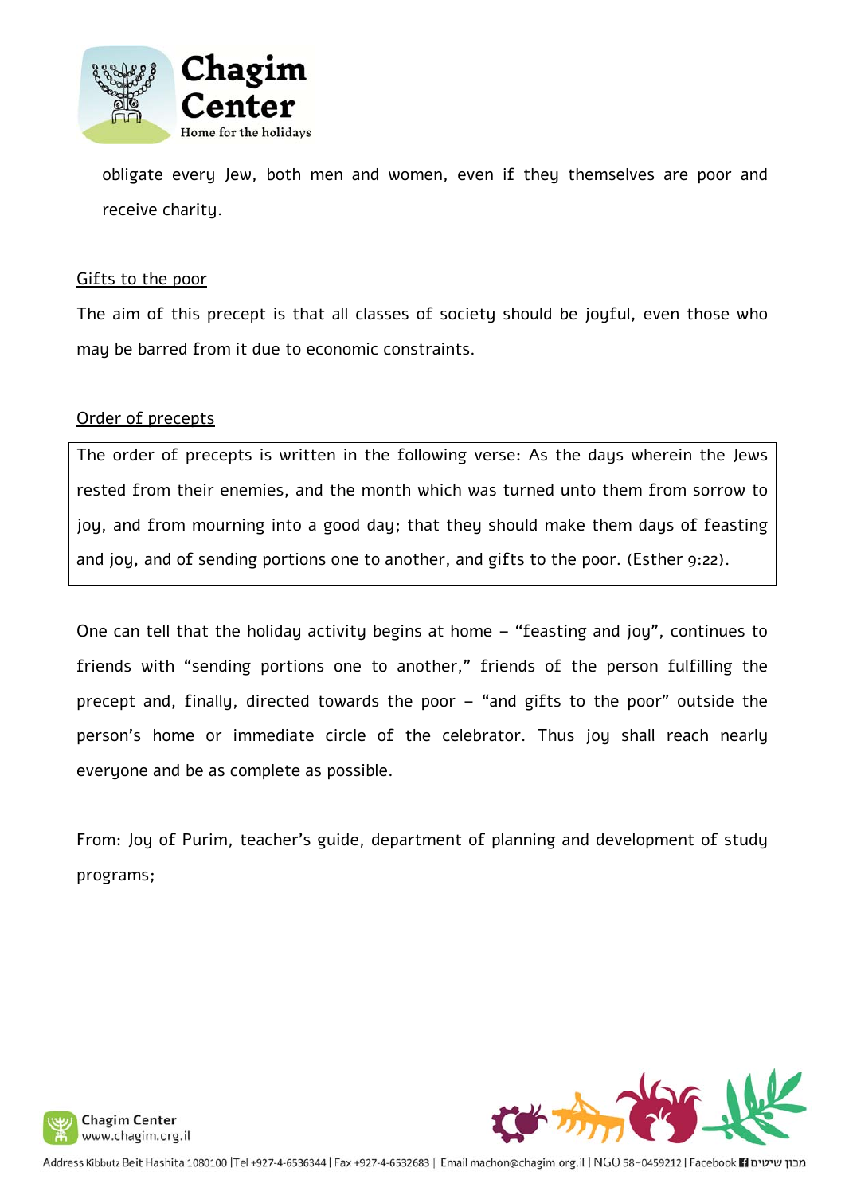obligate every Jew, both men and women, even if they themselves are poor and receive charity.

<u>Gifts to the poor</u>

The aim of this precept is that all classes of society should be joyful, even those who may be barred from it due to economic constraints.

<u>Order of precepts</u>

> The order of precepts is written in the following verse: As the days wherein the Jews rested from their enemies, and the month which was turned unto them from sorrow to joy, and from mourning into a good day; that they should make them days of feasting and joy, and of sending portions one to another, and gifts to the poor. (Esther 9:22).

One can tell that the holiday activity begins at home – "feasting and joy", continues to friends with "sending portions one to another," friends of the person fulfilling the precept and, finally, directed towards the poor – "and gifts to the poor" outside the person's home or immediate circle of the celebrator. Thus joy shall reach nearly everyone and be as complete as possible.

From: Joy of Purim, teacher's guide, department of planning and development of study programs;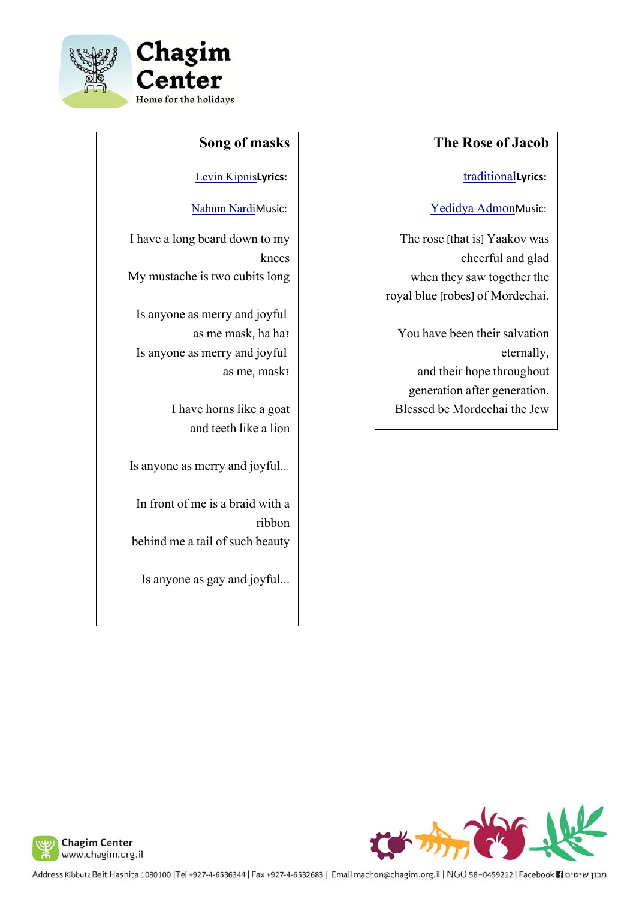## Song of masks

Levin KipnisLyrics:

Nahum NardiMusic:

I have a long beard down to my knees
My mustache is two cubits long

Is anyone as merry and joyful as me mask, ha ha?
Is anyone as merry and joyful as me, mask?

I have horns like a goat
and teeth like a lion

Is anyone as merry and joyful...

In front of me is a braid with a ribbon
behind me a tail of such beauty

Is anyone as gay and joyful...

## The Rose of Jacob

traditionalLyrics:

Yedidya AdmonMusic:

The rose [that is] Yaakov was cheerful and glad
when they saw together the royal blue [robes] of Mordechai.

You have been their salvation eternally,
and their hope throughout generation after generation.
Blessed be Mordechai the Jew